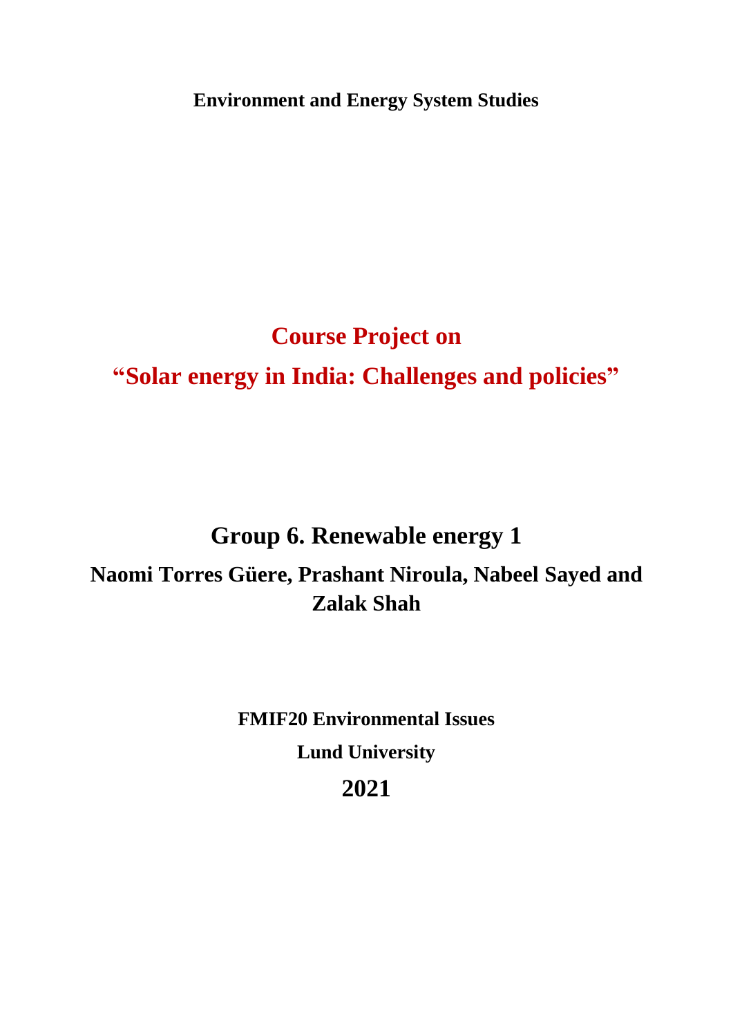**Environment and Energy System Studies**

# Course Project on

# "Solar energy in India: Challenges and policies"

## Group 6. Renewable energy 1

**Naomi Torres Güere, Prashant Niroula, Nabeel Sayed and Zalak Shah**

**FMIF20 Environmental Issues**

**Lund University**

**2021**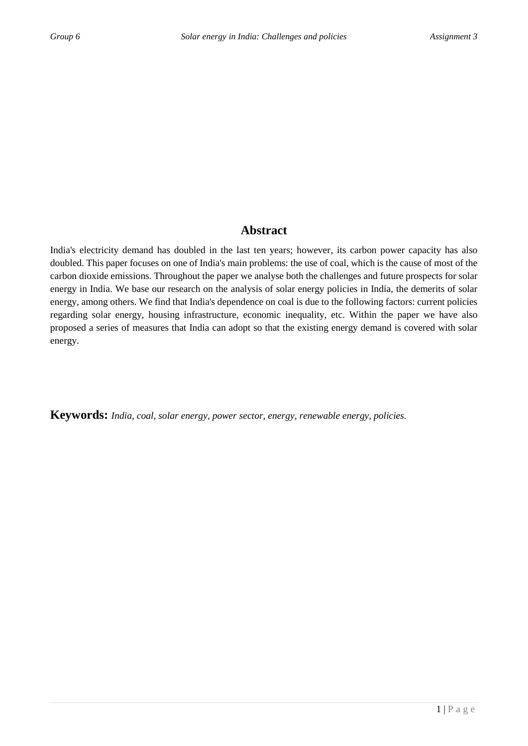## Abstract

India's electricity demand has doubled in the last ten years; however, its carbon power capacity has also doubled. This paper focuses on one of India's main problems: the use of coal, which is the cause of most of the carbon dioxide emissions. Throughout the paper we analyse both the challenges and future prospects for solar energy in India. We base our research on the analysis of solar energy policies in India, the demerits of solar energy, among others. We find that India's dependence on coal is due to the following factors: current policies regarding solar energy, housing infrastructure, economic inequality, etc. Within the paper we have also proposed a series of measures that India can adopt so that the existing energy demand is covered with solar energy.

**Keywords:** *India, coal, solar energy, power sector, energy, renewable energy, policies.*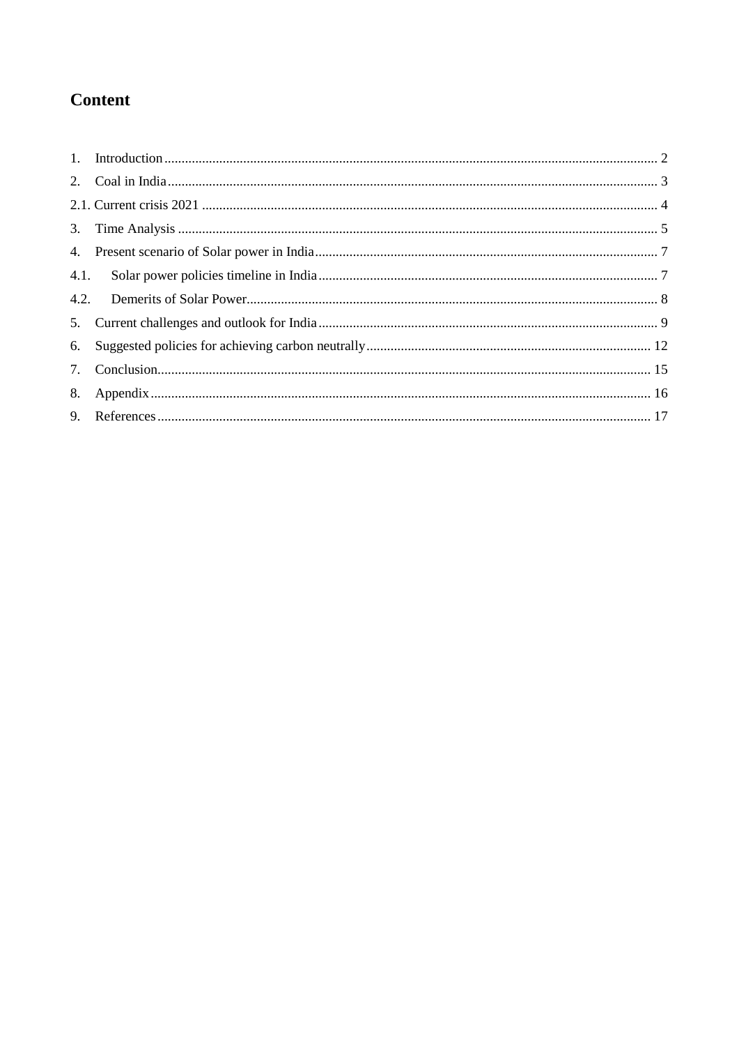# Content

1. Introduction ............................................................................................................................................ 2
2. Coal in India ............................................................................................................................................ 3

2.1. Current crisis 2021 ................................................................................................................................ 4

3. Time Analysis ........................................................................................................................................... 5
4. Present scenario of Solar power in India .................................................................................................. 7

4.1. Solar power policies timeline in India ..................................................................................................... 7

4.2. Demerits of Solar Power ......................................................................................................................... 8

5. Current challenges and outlook for India .................................................................................................. 9
6. Suggested policies for achieving carbon neutrally ................................................................................... 12
7. Conclusion ............................................................................................................................................... 15
8. Appendix .................................................................................................................................................. 16
9. References ................................................................................................................................................ 17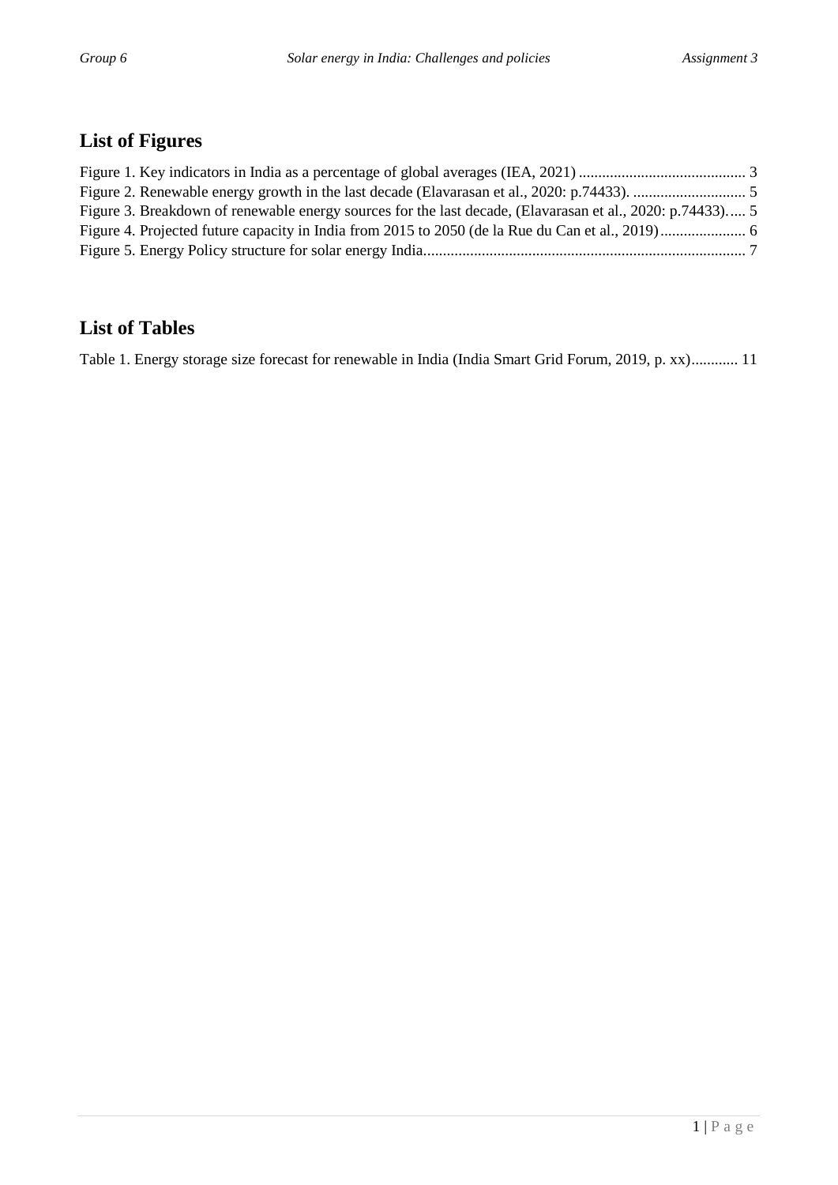## List of Figures

Figure 1. Key indicators in India as a percentage of global averages (IEA, 2021) .......................................... 3
Figure 2. Renewable energy growth in the last decade (Elavarasan et al., 2020: p.74433). ............................. 5
Figure 3. Breakdown of renewable energy sources for the last decade, (Elavarasan et al., 2020: p.74433)..... 5
Figure 4. Projected future capacity in India from 2015 to 2050 (de la Rue du Can et al., 2019)...................... 6
Figure 5. Energy Policy structure for solar energy India.................................................................................. 7

## List of Tables

Table 1. Energy storage size forecast for renewable in India (India Smart Grid Forum, 2019, p. xx)............ 11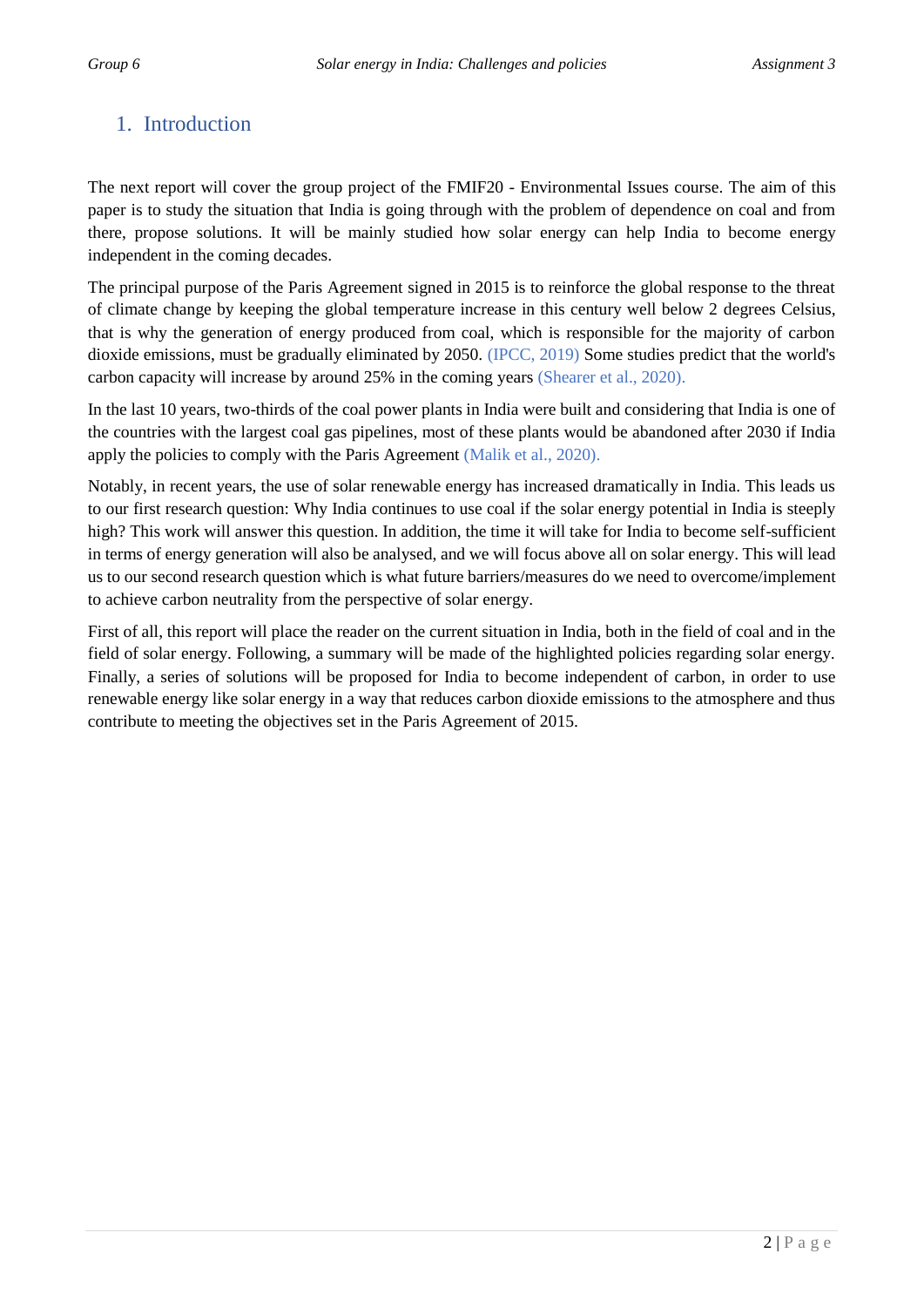# 1. Introduction

The next report will cover the group project of the FMIF20 - Environmental Issues course. The aim of this paper is to study the situation that India is going through with the problem of dependence on coal and from there, propose solutions. It will be mainly studied how solar energy can help India to become energy independent in the coming decades.

The principal purpose of the Paris Agreement signed in 2015 is to reinforce the global response to the threat of climate change by keeping the global temperature increase in this century well below 2 degrees Celsius, that is why the generation of energy produced from coal, which is responsible for the majority of carbon dioxide emissions, must be gradually eliminated by 2050. (IPCC, 2019) Some studies predict that the world's carbon capacity will increase by around 25% in the coming years (Shearer et al., 2020).

In the last 10 years, two-thirds of the coal power plants in India were built and considering that India is one of the countries with the largest coal gas pipelines, most of these plants would be abandoned after 2030 if India apply the policies to comply with the Paris Agreement (Malik et al., 2020).

Notably, in recent years, the use of solar renewable energy has increased dramatically in India. This leads us to our first research question: Why India continues to use coal if the solar energy potential in India is steeply high? This work will answer this question. In addition, the time it will take for India to become self-sufficient in terms of energy generation will also be analysed, and we will focus above all on solar energy. This will lead us to our second research question which is what future barriers/measures do we need to overcome/implement to achieve carbon neutrality from the perspective of solar energy.

First of all, this report will place the reader on the current situation in India, both in the field of coal and in the field of solar energy. Following, a summary will be made of the highlighted policies regarding solar energy. Finally, a series of solutions will be proposed for India to become independent of carbon, in order to use renewable energy like solar energy in a way that reduces carbon dioxide emissions to the atmosphere and thus contribute to meeting the objectives set in the Paris Agreement of 2015.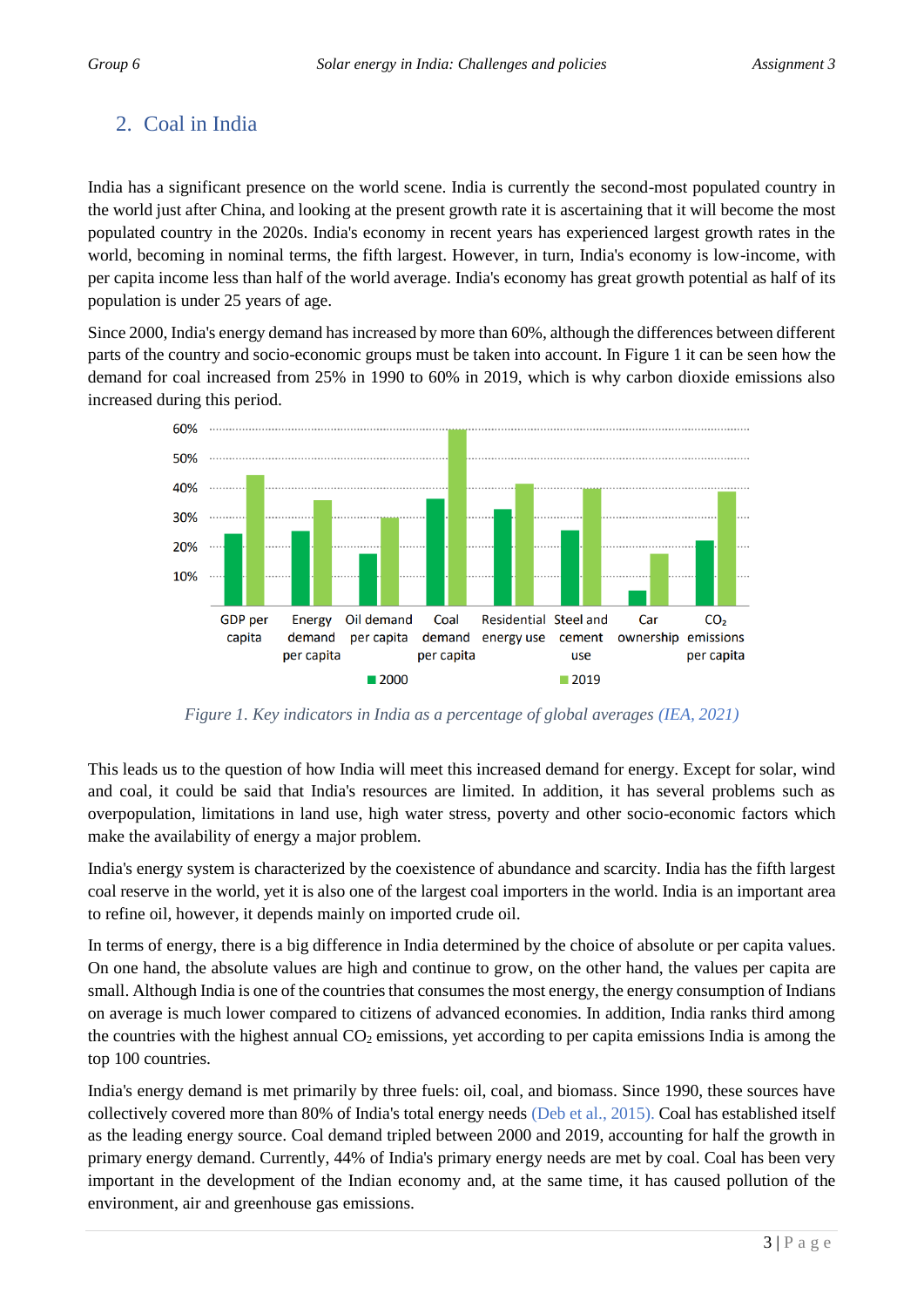## 2. Coal in India

India has a significant presence on the world scene. India is currently the second-most populated country in the world just after China, and looking at the present growth rate it is ascertaining that it will become the most populated country in the 2020s. India's economy in recent years has experienced largest growth rates in the world, becoming in nominal terms, the fifth largest. However, in turn, India's economy is low-income, with per capita income less than half of the world average. India's economy has great growth potential as half of its population is under 25 years of age.

Since 2000, India's energy demand has increased by more than 60%, although the differences between different parts of the country and socio-economic groups must be taken into account. In Figure 1 it can be seen how the demand for coal increased from 25% in 1990 to 60% in 2019, which is why carbon dioxide emissions also increased during this period.

*Figure 1. Key indicators in India as a percentage of global averages (IEA, 2021)*

This leads us to the question of how India will meet this increased demand for energy. Except for solar, wind and coal, it could be said that India's resources are limited. In addition, it has several problems such as overpopulation, limitations in land use, high water stress, poverty and other socio-economic factors which make the availability of energy a major problem.

India's energy system is characterized by the coexistence of abundance and scarcity. India has the fifth largest coal reserve in the world, yet it is also one of the largest coal importers in the world. India is an important area to refine oil, however, it depends mainly on imported crude oil.

In terms of energy, there is a big difference in India determined by the choice of absolute or per capita values. On one hand, the absolute values are high and continue to grow, on the other hand, the values per capita are small. Although India is one of the countries that consumes the most energy, the energy consumption of Indians on average is much lower compared to citizens of advanced economies. In addition, India ranks third among the countries with the highest annual $CO_2$ emissions, yet according to per capita emissions India is among the top 100 countries.

India's energy demand is met primarily by three fuels: oil, coal, and biomass. Since 1990, these sources have collectively covered more than 80% of India's total energy needs (Deb et al., 2015). Coal has established itself as the leading energy source. Coal demand tripled between 2000 and 2019, accounting for half the growth in primary energy demand. Currently, 44% of India's primary energy needs are met by coal. Coal has been very important in the development of the Indian economy and, at the same time, it has caused pollution of the environment, air and greenhouse gas emissions.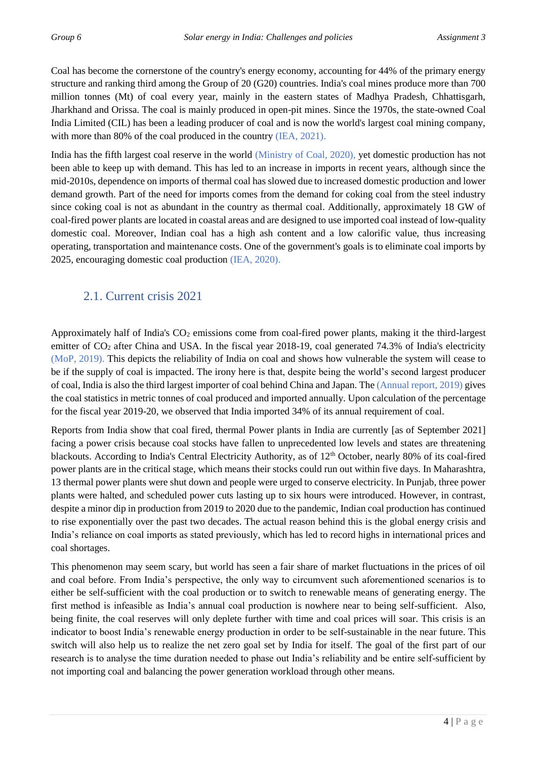Coal has become the cornerstone of the country's energy economy, accounting for 44% of the primary energy structure and ranking third among the Group of 20 (G20) countries. India's coal mines produce more than 700 million tonnes (Mt) of coal every year, mainly in the eastern states of Madhya Pradesh, Chhattisgarh, Jharkhand and Orissa. The coal is mainly produced in open-pit mines. Since the 1970s, the state-owned Coal India Limited (CIL) has been a leading producer of coal and is now the world's largest coal mining company, with more than 80% of the coal produced in the country (IEA, 2021).

India has the fifth largest coal reserve in the world (Ministry of Coal, 2020), yet domestic production has not been able to keep up with demand. This has led to an increase in imports in recent years, although since the mid-2010s, dependence on imports of thermal coal has slowed due to increased domestic production and lower demand growth. Part of the need for imports comes from the demand for coking coal from the steel industry since coking coal is not as abundant in the country as thermal coal. Additionally, approximately 18 GW of coal-fired power plants are located in coastal areas and are designed to use imported coal instead of low-quality domestic coal. Moreover, Indian coal has a high ash content and a low calorific value, thus increasing operating, transportation and maintenance costs. One of the government's goals is to eliminate coal imports by 2025, encouraging domestic coal production (IEA, 2020).

## 2.1. Current crisis 2021

Approximately half of India's $CO_2$ emissions come from coal-fired power plants, making it the third-largest emitter of $CO_2$ after China and USA. In the fiscal year 2018-19, coal generated 74.3% of India's electricity (MoP, 2019). This depicts the reliability of India on coal and shows how vulnerable the system will cease to be if the supply of coal is impacted. The irony here is that, despite being the world's second largest producer of coal, India is also the third largest importer of coal behind China and Japan. The (Annual report, 2019) gives the coal statistics in metric tonnes of coal produced and imported annually. Upon calculation of the percentage for the fiscal year 2019-20, we observed that India imported 34% of its annual requirement of coal.

Reports from India show that coal fired, thermal Power plants in India are currently [as of September 2021] facing a power crisis because coal stocks have fallen to unprecedented low levels and states are threatening blackouts. According to India's Central Electricity Authority, as of 12th October, nearly 80% of its coal-fired power plants are in the critical stage, which means their stocks could run out within five days. In Maharashtra, 13 thermal power plants were shut down and people were urged to conserve electricity. In Punjab, three power plants were halted, and scheduled power cuts lasting up to six hours were introduced. However, in contrast, despite a minor dip in production from 2019 to 2020 due to the pandemic, Indian coal production has continued to rise exponentially over the past two decades. The actual reason behind this is the global energy crisis and India's reliance on coal imports as stated previously, which has led to record highs in international prices and coal shortages.

This phenomenon may seem scary, but world has seen a fair share of market fluctuations in the prices of oil and coal before. From India's perspective, the only way to circumvent such aforementioned scenarios is to either be self-sufficient with the coal production or to switch to renewable means of generating energy. The first method is infeasible as India's annual coal production is nowhere near to being self-sufficient. Also, being finite, the coal reserves will only deplete further with time and coal prices will soar. This crisis is an indicator to boost India's renewable energy production in order to be self-sustainable in the near future. This switch will also help us to realize the net zero goal set by India for itself. The goal of the first part of our research is to analyse the time duration needed to phase out India's reliability and be entire self-sufficient by not importing coal and balancing the power generation workload through other means.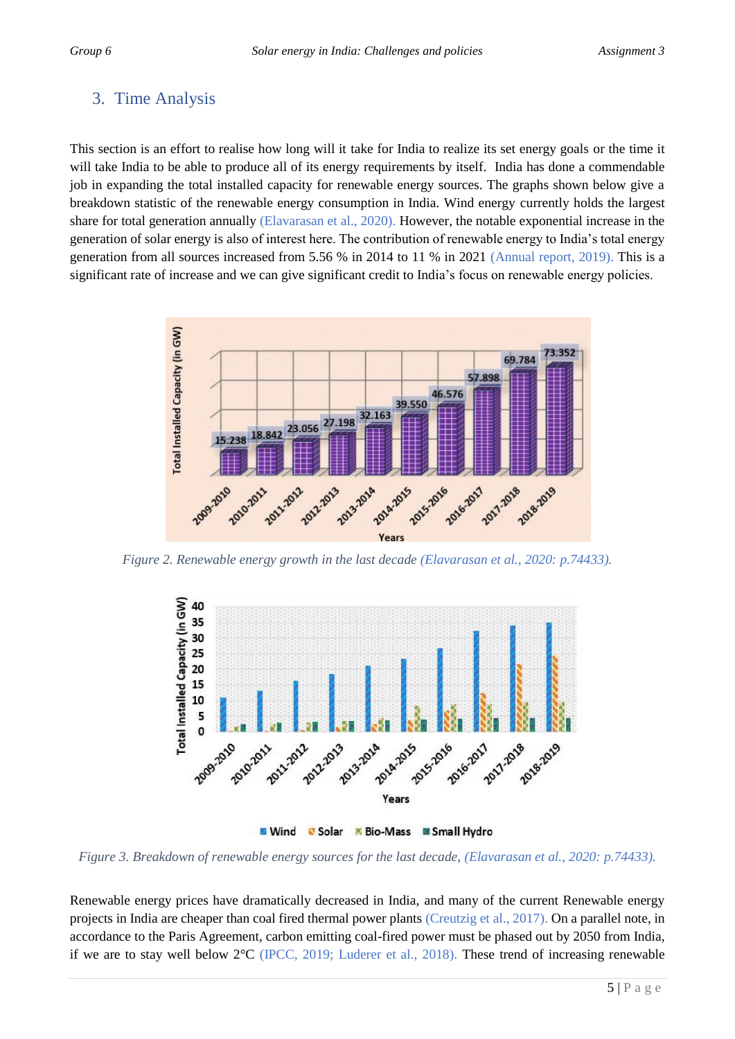## 3. Time Analysis

This section is an effort to realise how long will it take for India to realize its set energy goals or the time it will take India to be able to produce all of its energy requirements by itself. India has done a commendable job in expanding the total installed capacity for renewable energy sources. The graphs shown below give a breakdown statistic of the renewable energy consumption in India. Wind energy currently holds the largest share for total generation annually (Elavarasan et al., 2020). However, the notable exponential increase in the generation of solar energy is also of interest here. The contribution of renewable energy to India's total energy generation from all sources increased from 5.56 % in 2014 to 11 % in 2021 (Annual report, 2019). This is a significant rate of increase and we can give significant credit to India's focus on renewable energy policies.

*Figure 2. Renewable energy growth in the last decade (Elavarasan et al., 2020: p.74433).*

*Figure 3. Breakdown of renewable energy sources for the last decade, (Elavarasan et al., 2020: p.74433).*

Renewable energy prices have dramatically decreased in India, and many of the current Renewable energy projects in India are cheaper than coal fired thermal power plants (Creutzig et al., 2017). On a parallel note, in accordance to the Paris Agreement, carbon emitting coal-fired power must be phased out by 2050 from India, if we are to stay well below 2°C (IPCC, 2019; Luderer et al., 2018). These trend of increasing renewable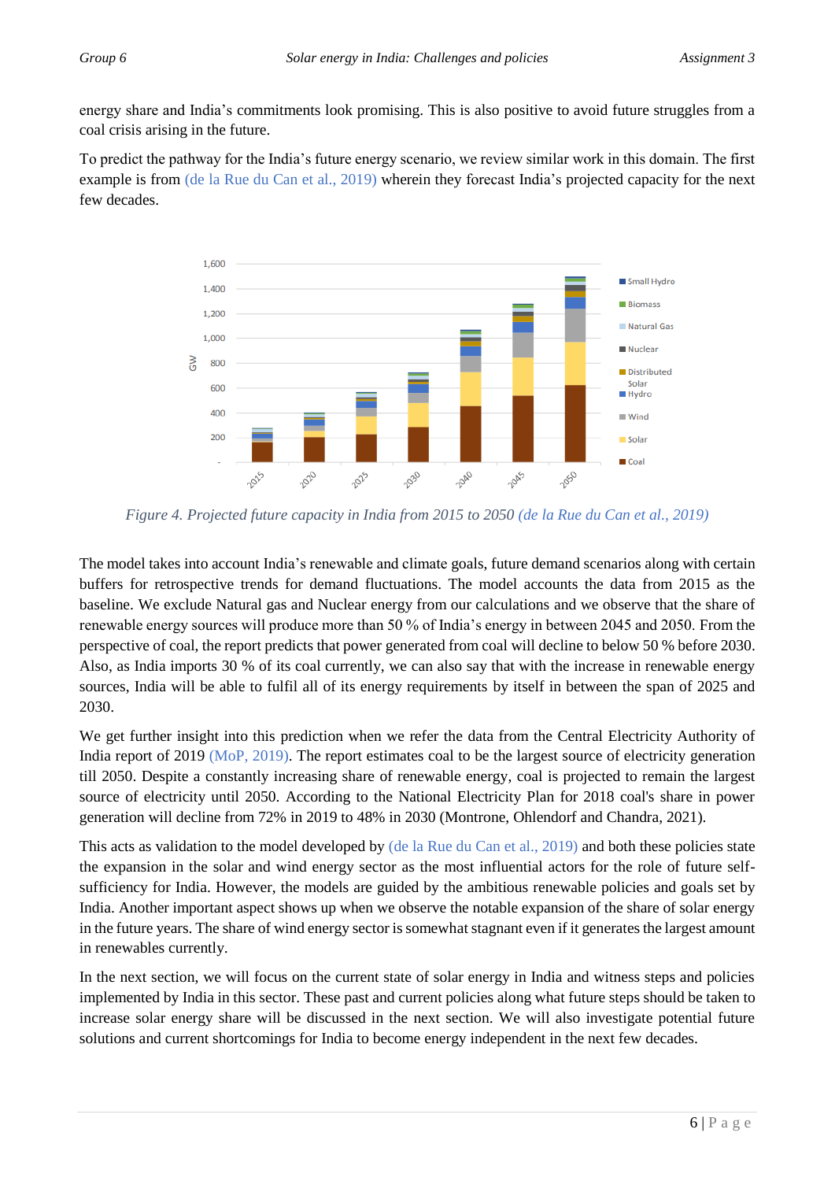energy share and India's commitments look promising. This is also positive to avoid future struggles from a coal crisis arising in the future.

To predict the pathway for the India's future energy scenario, we review similar work in this domain. The first example is from (de la Rue du Can et al., 2019) wherein they forecast India's projected capacity for the next few decades.

*Figure 4. Projected future capacity in India from 2015 to 2050 (de la Rue du Can et al., 2019)*

The model takes into account India's renewable and climate goals, future demand scenarios along with certain buffers for retrospective trends for demand fluctuations. The model accounts the data from 2015 as the baseline. We exclude Natural gas and Nuclear energy from our calculations and we observe that the share of renewable energy sources will produce more than 50 % of India's energy in between 2045 and 2050. From the perspective of coal, the report predicts that power generated from coal will decline to below 50 % before 2030. Also, as India imports 30 % of its coal currently, we can also say that with the increase in renewable energy sources, India will be able to fulfil all of its energy requirements by itself in between the span of 2025 and 2030.

We get further insight into this prediction when we refer the data from the Central Electricity Authority of India report of 2019 (MoP, 2019). The report estimates coal to be the largest source of electricity generation till 2050. Despite a constantly increasing share of renewable energy, coal is projected to remain the largest source of electricity until 2050. According to the National Electricity Plan for 2018 coal's share in power generation will decline from 72% in 2019 to 48% in 2030 (Montrone, Ohlendorf and Chandra, 2021).

This acts as validation to the model developed by (de la Rue du Can et al., 2019) and both these policies state the expansion in the solar and wind energy sector as the most influential actors for the role of future self-sufficiency for India. However, the models are guided by the ambitious renewable policies and goals set by India. Another important aspect shows up when we observe the notable expansion of the share of solar energy in the future years. The share of wind energy sector is somewhat stagnant even if it generates the largest amount in renewables currently.

In the next section, we will focus on the current state of solar energy in India and witness steps and policies implemented by India in this sector. These past and current policies along what future steps should be taken to increase solar energy share will be discussed in the next section. We will also investigate potential future solutions and current shortcomings for India to become energy independent in the next few decades.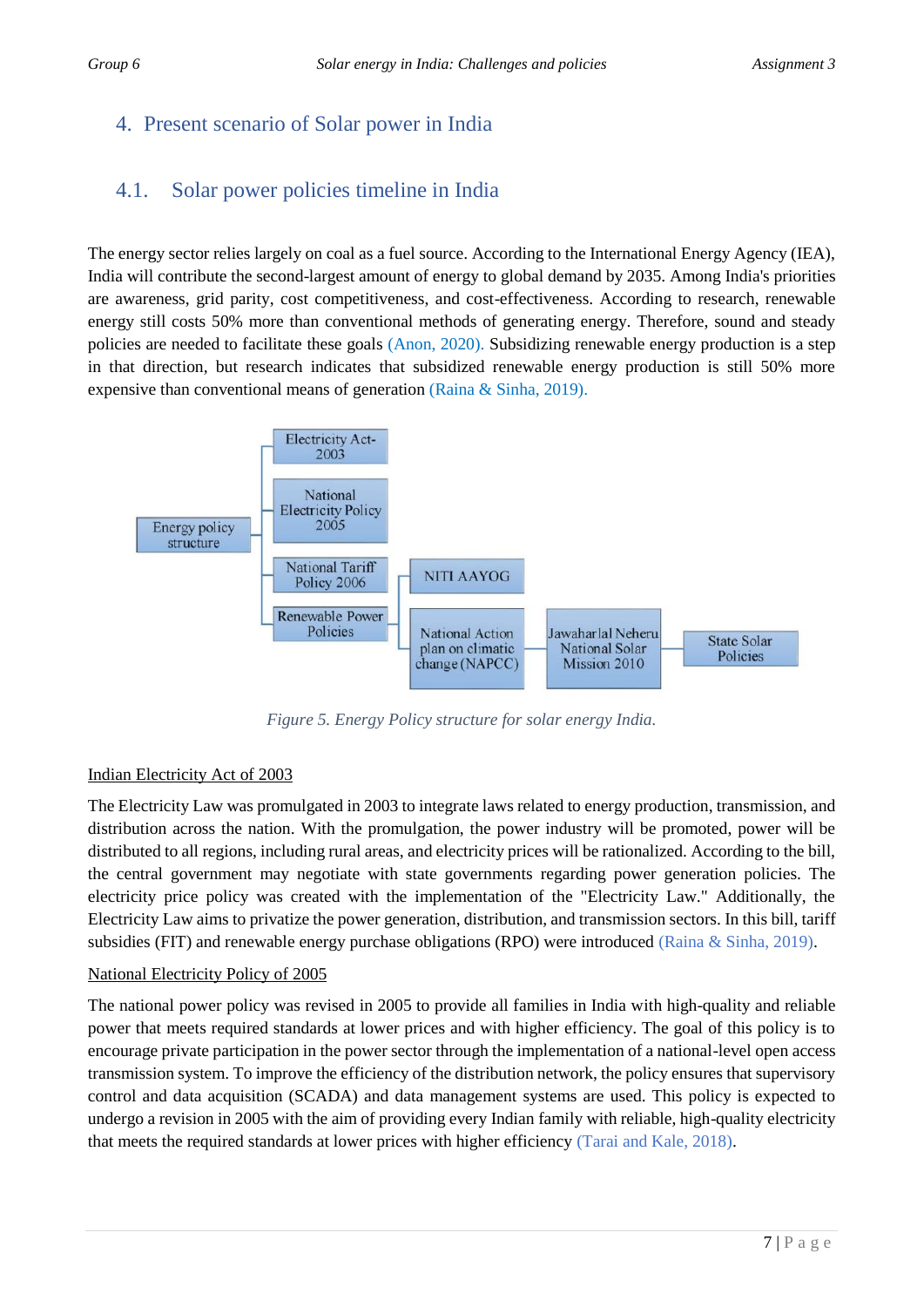## 4. Present scenario of Solar power in India

### 4.1. Solar power policies timeline in India

The energy sector relies largely on coal as a fuel source. According to the International Energy Agency (IEA), India will contribute the second-largest amount of energy to global demand by 2035. Among India's priorities are awareness, grid parity, cost competitiveness, and cost-effectiveness. According to research, renewable energy still costs 50% more than conventional methods of generating energy. Therefore, sound and steady policies are needed to facilitate these goals (Anon, 2020). Subsidizing renewable energy production is a step in that direction, but research indicates that subsidized renewable energy production is still 50% more expensive than conventional means of generation (Raina & Sinha, 2019).

Energy policy structure

- Electricity Act-2003
- National Electricity Policy 2005
- National Tariff Policy 2006
- Renewable Power Policies
  - NITI AAYOG
  - National Action plan on climatic change (NAPCC) → Jawaharlal Neheru National Solar Mission 2010 → State Solar Policies

*Figure 5. Energy Policy structure for solar energy India.*

<u>Indian Electricity Act of 2003</u>

The Electricity Law was promulgated in 2003 to integrate laws related to energy production, transmission, and distribution across the nation. With the promulgation, the power industry will be promoted, power will be distributed to all regions, including rural areas, and electricity prices will be rationalized. According to the bill, the central government may negotiate with state governments regarding power generation policies. The electricity price policy was created with the implementation of the "Electricity Law." Additionally, the Electricity Law aims to privatize the power generation, distribution, and transmission sectors. In this bill, tariff subsidies (FIT) and renewable energy purchase obligations (RPO) were introduced (Raina & Sinha, 2019).

<u>National Electricity Policy of 2005</u>

The national power policy was revised in 2005 to provide all families in India with high-quality and reliable power that meets required standards at lower prices and with higher efficiency. The goal of this policy is to encourage private participation in the power sector through the implementation of a national-level open access transmission system. To improve the efficiency of the distribution network, the policy ensures that supervisory control and data acquisition (SCADA) and data management systems are used. This policy is expected to undergo a revision in 2005 with the aim of providing every Indian family with reliable, high-quality electricity that meets the required standards at lower prices with higher efficiency (Tarai and Kale, 2018).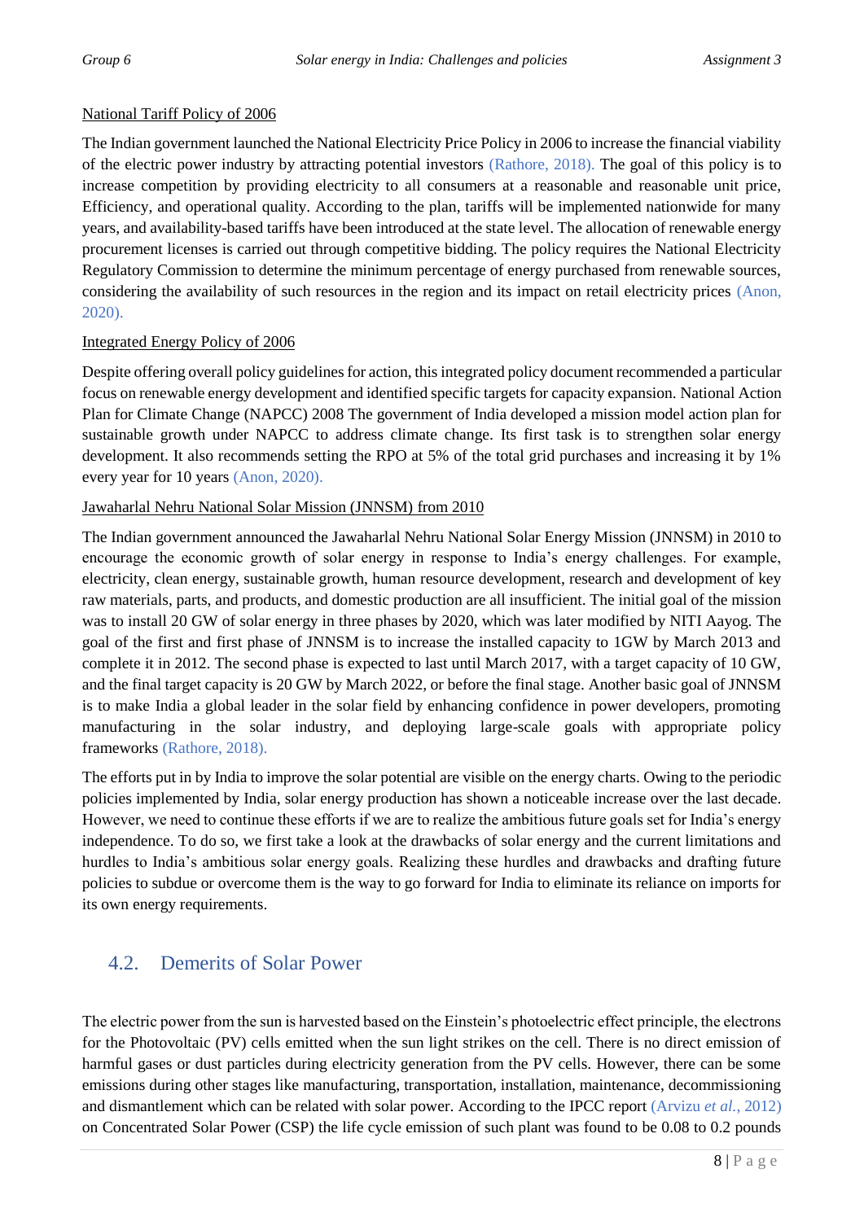National Tariff Policy of 2006

The Indian government launched the National Electricity Price Policy in 2006 to increase the financial viability of the electric power industry by attracting potential investors (Rathore, 2018). The goal of this policy is to increase competition by providing electricity to all consumers at a reasonable and reasonable unit price, Efficiency, and operational quality. According to the plan, tariffs will be implemented nationwide for many years, and availability-based tariffs have been introduced at the state level. The allocation of renewable energy procurement licenses is carried out through competitive bidding. The policy requires the National Electricity Regulatory Commission to determine the minimum percentage of energy purchased from renewable sources, considering the availability of such resources in the region and its impact on retail electricity prices (Anon, 2020).

Integrated Energy Policy of 2006

Despite offering overall policy guidelines for action, this integrated policy document recommended a particular focus on renewable energy development and identified specific targets for capacity expansion. National Action Plan for Climate Change (NAPCC) 2008 The government of India developed a mission model action plan for sustainable growth under NAPCC to address climate change. Its first task is to strengthen solar energy development. It also recommends setting the RPO at 5% of the total grid purchases and increasing it by 1% every year for 10 years (Anon, 2020).

Jawaharlal Nehru National Solar Mission (JNNSM) from 2010

The Indian government announced the Jawaharlal Nehru National Solar Energy Mission (JNNSM) in 2010 to encourage the economic growth of solar energy in response to India's energy challenges. For example, electricity, clean energy, sustainable growth, human resource development, research and development of key raw materials, parts, and products, and domestic production are all insufficient. The initial goal of the mission was to install 20 GW of solar energy in three phases by 2020, which was later modified by NITI Aayog. The goal of the first and first phase of JNNSM is to increase the installed capacity to 1GW by March 2013 and complete it in 2012. The second phase is expected to last until March 2017, with a target capacity of 10 GW, and the final target capacity is 20 GW by March 2022, or before the final stage. Another basic goal of JNNSM is to make India a global leader in the solar field by enhancing confidence in power developers, promoting manufacturing in the solar industry, and deploying large-scale goals with appropriate policy frameworks (Rathore, 2018).

The efforts put in by India to improve the solar potential are visible on the energy charts. Owing to the periodic policies implemented by India, solar energy production has shown a noticeable increase over the last decade. However, we need to continue these efforts if we are to realize the ambitious future goals set for India's energy independence. To do so, we first take a look at the drawbacks of solar energy and the current limitations and hurdles to India's ambitious solar energy goals. Realizing these hurdles and drawbacks and drafting future policies to subdue or overcome them is the way to go forward for India to eliminate its reliance on imports for its own energy requirements.

## 4.2. Demerits of Solar Power

The electric power from the sun is harvested based on the Einstein's photoelectric effect principle, the electrons for the Photovoltaic (PV) cells emitted when the sun light strikes on the cell. There is no direct emission of harmful gases or dust particles during electricity generation from the PV cells. However, there can be some emissions during other stages like manufacturing, transportation, installation, maintenance, decommissioning and dismantlement which can be related with solar power. According to the IPCC report (Arvizu *et al.*, 2012) on Concentrated Solar Power (CSP) the life cycle emission of such plant was found to be 0.08 to 0.2 pounds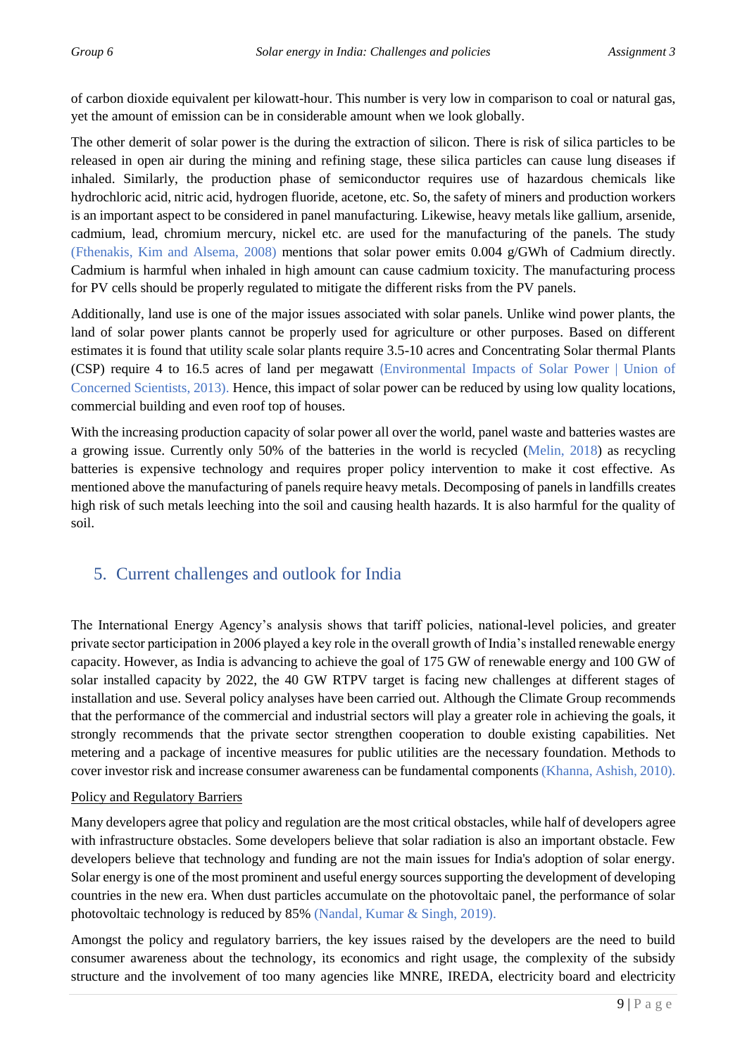of carbon dioxide equivalent per kilowatt-hour. This number is very low in comparison to coal or natural gas, yet the amount of emission can be in considerable amount when we look globally.

The other demerit of solar power is the during the extraction of silicon. There is risk of silica particles to be released in open air during the mining and refining stage, these silica particles can cause lung diseases if inhaled. Similarly, the production phase of semiconductor requires use of hazardous chemicals like hydrochloric acid, nitric acid, hydrogen fluoride, acetone, etc. So, the safety of miners and production workers is an important aspect to be considered in panel manufacturing. Likewise, heavy metals like gallium, arsenide, cadmium, lead, chromium mercury, nickel etc. are used for the manufacturing of the panels. The study (Fthenakis, Kim and Alsema, 2008) mentions that solar power emits 0.004 g/GWh of Cadmium directly. Cadmium is harmful when inhaled in high amount can cause cadmium toxicity. The manufacturing process for PV cells should be properly regulated to mitigate the different risks from the PV panels.

Additionally, land use is one of the major issues associated with solar panels. Unlike wind power plants, the land of solar power plants cannot be properly used for agriculture or other purposes. Based on different estimates it is found that utility scale solar plants require 3.5-10 acres and Concentrating Solar thermal Plants (CSP) require 4 to 16.5 acres of land per megawatt (Environmental Impacts of Solar Power | Union of Concerned Scientists, 2013). Hence, this impact of solar power can be reduced by using low quality locations, commercial building and even roof top of houses.

With the increasing production capacity of solar power all over the world, panel waste and batteries wastes are a growing issue. Currently only 50% of the batteries in the world is recycled (Melin, 2018) as recycling batteries is expensive technology and requires proper policy intervention to make it cost effective. As mentioned above the manufacturing of panels require heavy metals. Decomposing of panels in landfills creates high risk of such metals leeching into the soil and causing health hazards. It is also harmful for the quality of soil.

## 5. Current challenges and outlook for India

The International Energy Agency's analysis shows that tariff policies, national-level policies, and greater private sector participation in 2006 played a key role in the overall growth of India's installed renewable energy capacity. However, as India is advancing to achieve the goal of 175 GW of renewable energy and 100 GW of solar installed capacity by 2022, the 40 GW RTPV target is facing new challenges at different stages of installation and use. Several policy analyses have been carried out. Although the Climate Group recommends that the performance of the commercial and industrial sectors will play a greater role in achieving the goals, it strongly recommends that the private sector strengthen cooperation to double existing capabilities. Net metering and a package of incentive measures for public utilities are the necessary foundation. Methods to cover investor risk and increase consumer awareness can be fundamental components (Khanna, Ashish, 2010).

Policy and Regulatory Barriers

Many developers agree that policy and regulation are the most critical obstacles, while half of developers agree with infrastructure obstacles. Some developers believe that solar radiation is also an important obstacle. Few developers believe that technology and funding are not the main issues for India's adoption of solar energy. Solar energy is one of the most prominent and useful energy sources supporting the development of developing countries in the new era. When dust particles accumulate on the photovoltaic panel, the performance of solar photovoltaic technology is reduced by 85% (Nandal, Kumar & Singh, 2019).

Amongst the policy and regulatory barriers, the key issues raised by the developers are the need to build consumer awareness about the technology, its economics and right usage, the complexity of the subsidy structure and the involvement of too many agencies like MNRE, IREDA, electricity board and electricity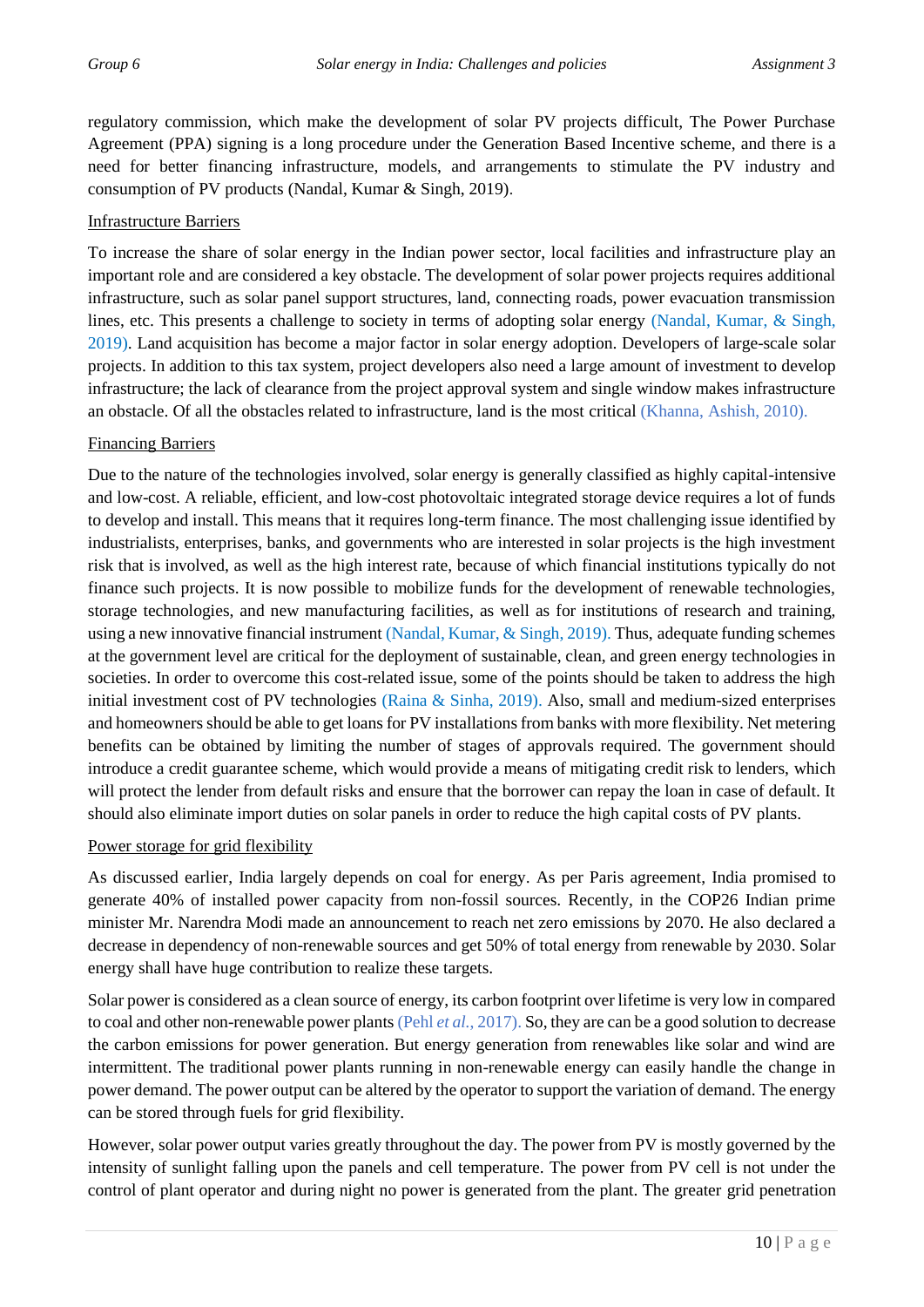regulatory commission, which make the development of solar PV projects difficult, The Power Purchase Agreement (PPA) signing is a long procedure under the Generation Based Incentive scheme, and there is a need for better financing infrastructure, models, and arrangements to stimulate the PV industry and consumption of PV products (Nandal, Kumar & Singh, 2019).

<u>Infrastructure Barriers</u>

To increase the share of solar energy in the Indian power sector, local facilities and infrastructure play an important role and are considered a key obstacle. The development of solar power projects requires additional infrastructure, such as solar panel support structures, land, connecting roads, power evacuation transmission lines, etc. This presents a challenge to society in terms of adopting solar energy (Nandal, Kumar, & Singh, 2019). Land acquisition has become a major factor in solar energy adoption. Developers of large-scale solar projects. In addition to this tax system, project developers also need a large amount of investment to develop infrastructure; the lack of clearance from the project approval system and single window makes infrastructure an obstacle. Of all the obstacles related to infrastructure, land is the most critical (Khanna, Ashish, 2010).

<u>Financing Barriers</u>

Due to the nature of the technologies involved, solar energy is generally classified as highly capital-intensive and low-cost. A reliable, efficient, and low-cost photovoltaic integrated storage device requires a lot of funds to develop and install. This means that it requires long-term finance. The most challenging issue identified by industrialists, enterprises, banks, and governments who are interested in solar projects is the high investment risk that is involved, as well as the high interest rate, because of which financial institutions typically do not finance such projects. It is now possible to mobilize funds for the development of renewable technologies, storage technologies, and new manufacturing facilities, as well as for institutions of research and training, using a new innovative financial instrument (Nandal, Kumar, & Singh, 2019). Thus, adequate funding schemes at the government level are critical for the deployment of sustainable, clean, and green energy technologies in societies. In order to overcome this cost-related issue, some of the points should be taken to address the high initial investment cost of PV technologies (Raina & Sinha, 2019). Also, small and medium-sized enterprises and homeowners should be able to get loans for PV installations from banks with more flexibility. Net metering benefits can be obtained by limiting the number of stages of approvals required. The government should introduce a credit guarantee scheme, which would provide a means of mitigating credit risk to lenders, which will protect the lender from default risks and ensure that the borrower can repay the loan in case of default. It should also eliminate import duties on solar panels in order to reduce the high capital costs of PV plants.

<u>Power storage for grid flexibility</u>

As discussed earlier, India largely depends on coal for energy. As per Paris agreement, India promised to generate 40% of installed power capacity from non-fossil sources. Recently, in the COP26 Indian prime minister Mr. Narendra Modi made an announcement to reach net zero emissions by 2070. He also declared a decrease in dependency of non-renewable sources and get 50% of total energy from renewable by 2030. Solar energy shall have huge contribution to realize these targets.

Solar power is considered as a clean source of energy, its carbon footprint over lifetime is very low in compared to coal and other non-renewable power plants (Pehl *et al.*, 2017). So, they are can be a good solution to decrease the carbon emissions for power generation. But energy generation from renewables like solar and wind are intermittent. The traditional power plants running in non-renewable energy can easily handle the change in power demand. The power output can be altered by the operator to support the variation of demand. The energy can be stored through fuels for grid flexibility.

However, solar power output varies greatly throughout the day. The power from PV is mostly governed by the intensity of sunlight falling upon the panels and cell temperature. The power from PV cell is not under the control of plant operator and during night no power is generated from the plant. The greater grid penetration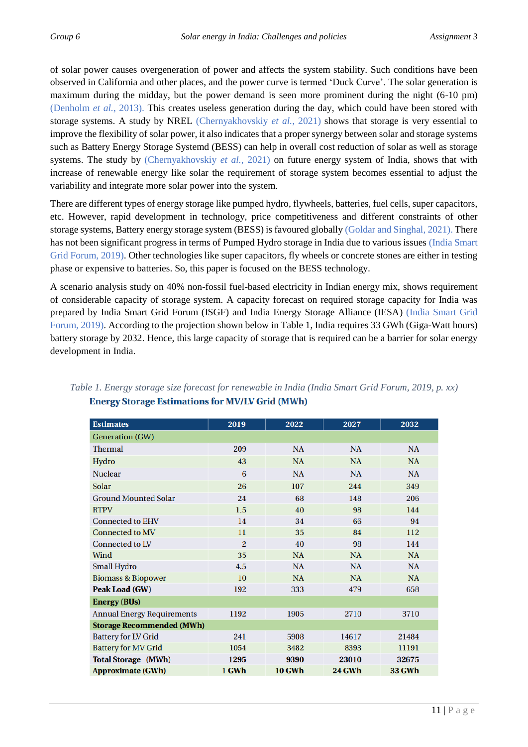of solar power causes overgeneration of power and affects the system stability. Such conditions have been observed in California and other places, and the power curve is termed 'Duck Curve'. The solar generation is maximum during the midday, but the power demand is seen more prominent during the night (6-10 pm) (Denholm *et al.*, 2013). This creates useless generation during the day, which could have been stored with storage systems. A study by NREL (Chernyakhovskiy *et al.*, 2021) shows that storage is very essential to improve the flexibility of solar power, it also indicates that a proper synergy between solar and storage systems such as Battery Energy Storage Systemd (BESS) can help in overall cost reduction of solar as well as storage systems. The study by (Chernyakhovskiy *et al.*, 2021) on future energy system of India, shows that with increase of renewable energy like solar the requirement of storage system becomes essential to adjust the variability and integrate more solar power into the system.

There are different types of energy storage like pumped hydro, flywheels, batteries, fuel cells, super capacitors, etc. However, rapid development in technology, price competitiveness and different constraints of other storage systems, Battery energy storage system (BESS) is favoured globally (Goldar and Singhal, 2021). There has not been significant progress in terms of Pumped Hydro storage in India due to various issues (India Smart Grid Forum, 2019). Other technologies like super capacitors, fly wheels or concrete stones are either in testing phase or expensive to batteries. So, this paper is focused on the BESS technology.

A scenario analysis study on 40% non-fossil fuel-based electricity in Indian energy mix, shows requirement of considerable capacity of storage system. A capacity forecast on required storage capacity for India was prepared by India Smart Grid Forum (ISGF) and India Energy Storage Alliance (IESA) (India Smart Grid Forum, 2019). According to the projection shown below in Table 1, India requires 33 GWh (Giga-Watt hours) battery storage by 2032. Hence, this large capacity of storage that is required can be a barrier for solar energy development in India.

*Table 1. Energy storage size forecast for renewable in India (India Smart Grid Forum, 2019, p. xx)*

**Energy Storage Estimations for MV/LV Grid (MWh)**

| Estimates | 2019 | 2022 | 2027 | 2032 |
|---|---|---|---|---|
| Generation (GW) | | | | |
| Thermal | 209 | NA | NA | NA |
| Hydro | 43 | NA | NA | NA |
| Nuclear | 6 | NA | NA | NA |
| Solar | 26 | 107 | 244 | 349 |
| Ground Mounted Solar | 24 | 68 | 148 | 206 |
| RTPV | 1.5 | 40 | 98 | 144 |
| Connected to EHV | 14 | 34 | 66 | 94 |
| Connected to MV | 11 | 35 | 84 | 112 |
| Connected to LV | 2 | 40 | 98 | 144 |
| Wind | 35 | NA | NA | NA |
| Small Hydro | 4.5 | NA | NA | NA |
| Biomass & Biopower | 10 | NA | NA | NA |
| **Peak Load (GW)** | 192 | 333 | 479 | 658 |
| **Energy (BUs)** | | | | |
| Annual Energy Requirements | 1192 | 1905 | 2710 | 3710 |
| **Storage Recommended (MWh)** | | | | |
| Battery for LV Grid | 241 | 5908 | 14617 | 21484 |
| Battery for MV Grid | 1054 | 3482 | 8393 | 11191 |
| **Total Storage (MWh)** | **1295** | **9390** | **23010** | **32675** |
| **Approximate (GWh)** | **1 GWh** | **10 GWh** | **24 GWh** | **33 GWh** |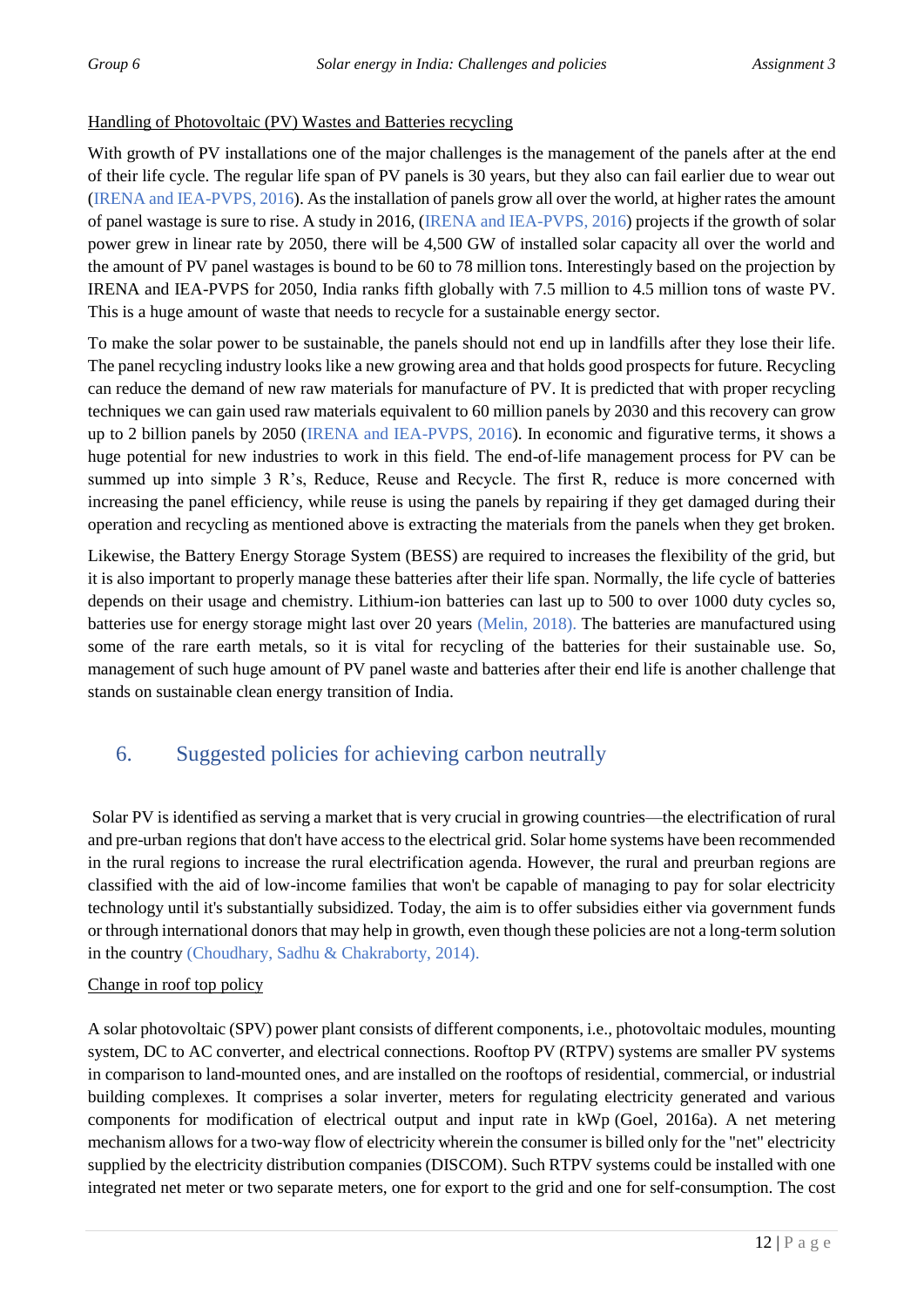Handling of Photovoltaic (PV) Wastes and Batteries recycling

With growth of PV installations one of the major challenges is the management of the panels after at the end of their life cycle. The regular life span of PV panels is 30 years, but they also can fail earlier due to wear out (IRENA and IEA-PVPS, 2016). As the installation of panels grow all over the world, at higher rates the amount of panel wastage is sure to rise. A study in 2016, (IRENA and IEA-PVPS, 2016) projects if the growth of solar power grew in linear rate by 2050, there will be 4,500 GW of installed solar capacity all over the world and the amount of PV panel wastages is bound to be 60 to 78 million tons. Interestingly based on the projection by IRENA and IEA-PVPS for 2050, India ranks fifth globally with 7.5 million to 4.5 million tons of waste PV. This is a huge amount of waste that needs to recycle for a sustainable energy sector.

To make the solar power to be sustainable, the panels should not end up in landfills after they lose their life. The panel recycling industry looks like a new growing area and that holds good prospects for future. Recycling can reduce the demand of new raw materials for manufacture of PV. It is predicted that with proper recycling techniques we can gain used raw materials equivalent to 60 million panels by 2030 and this recovery can grow up to 2 billion panels by 2050 (IRENA and IEA-PVPS, 2016). In economic and figurative terms, it shows a huge potential for new industries to work in this field. The end-of-life management process for PV can be summed up into simple 3 R's, Reduce, Reuse and Recycle. The first R, reduce is more concerned with increasing the panel efficiency, while reuse is using the panels by repairing if they get damaged during their operation and recycling as mentioned above is extracting the materials from the panels when they get broken.

Likewise, the Battery Energy Storage System (BESS) are required to increases the flexibility of the grid, but it is also important to properly manage these batteries after their life span. Normally, the life cycle of batteries depends on their usage and chemistry. Lithium-ion batteries can last up to 500 to over 1000 duty cycles so, batteries use for energy storage might last over 20 years (Melin, 2018). The batteries are manufactured using some of the rare earth metals, so it is vital for recycling of the batteries for their sustainable use. So, management of such huge amount of PV panel waste and batteries after their end life is another challenge that stands on sustainable clean energy transition of India.

## 6. Suggested policies for achieving carbon neutrally

Solar PV is identified as serving a market that is very crucial in growing countries—the electrification of rural and pre-urban regions that don't have access to the electrical grid. Solar home systems have been recommended in the rural regions to increase the rural electrification agenda. However, the rural and preurban regions are classified with the aid of low-income families that won't be capable of managing to pay for solar electricity technology until it's substantially subsidized. Today, the aim is to offer subsidies either via government funds or through international donors that may help in growth, even though these policies are not a long-term solution in the country (Choudhary, Sadhu & Chakraborty, 2014).

Change in roof top policy

A solar photovoltaic (SPV) power plant consists of different components, i.e., photovoltaic modules, mounting system, DC to AC converter, and electrical connections. Rooftop PV (RTPV) systems are smaller PV systems in comparison to land-mounted ones, and are installed on the rooftops of residential, commercial, or industrial building complexes. It comprises a solar inverter, meters for regulating electricity generated and various components for modification of electrical output and input rate in kWp (Goel, 2016a). A net metering mechanism allows for a two-way flow of electricity wherein the consumer is billed only for the "net" electricity supplied by the electricity distribution companies (DISCOM). Such RTPV systems could be installed with one integrated net meter or two separate meters, one for export to the grid and one for self-consumption. The cost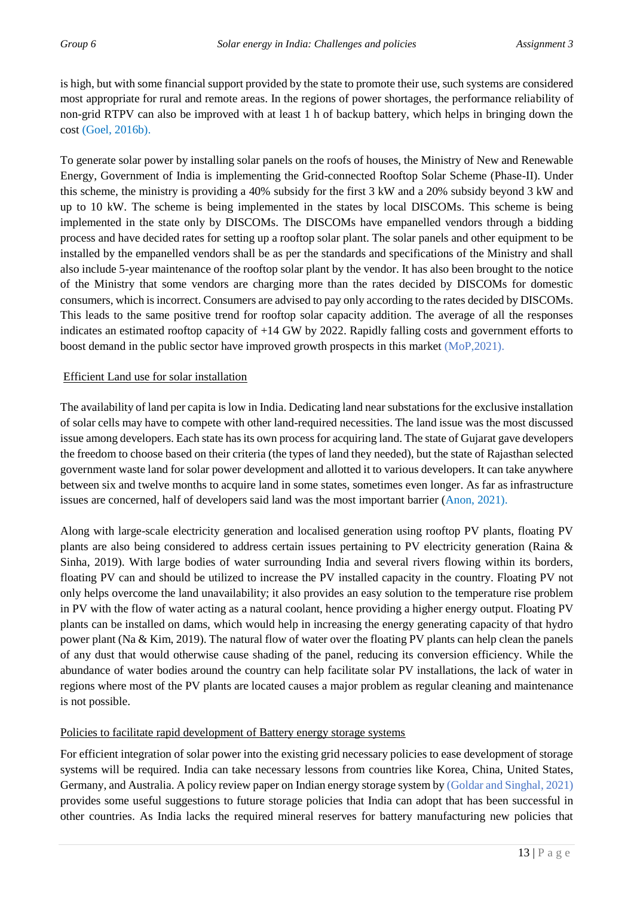is high, but with some financial support provided by the state to promote their use, such systems are considered most appropriate for rural and remote areas. In the regions of power shortages, the performance reliability of non-grid RTPV can also be improved with at least 1 h of backup battery, which helps in bringing down the cost (Goel, 2016b).

To generate solar power by installing solar panels on the roofs of houses, the Ministry of New and Renewable Energy, Government of India is implementing the Grid-connected Rooftop Solar Scheme (Phase-II). Under this scheme, the ministry is providing a 40% subsidy for the first 3 kW and a 20% subsidy beyond 3 kW and up to 10 kW. The scheme is being implemented in the states by local DISCOMs. This scheme is being implemented in the state only by DISCOMs. The DISCOMs have empanelled vendors through a bidding process and have decided rates for setting up a rooftop solar plant. The solar panels and other equipment to be installed by the empanelled vendors shall be as per the standards and specifications of the Ministry and shall also include 5-year maintenance of the rooftop solar plant by the vendor. It has also been brought to the notice of the Ministry that some vendors are charging more than the rates decided by DISCOMs for domestic consumers, which is incorrect. Consumers are advised to pay only according to the rates decided by DISCOMs. This leads to the same positive trend for rooftop solar capacity addition. The average of all the responses indicates an estimated rooftop capacity of +14 GW by 2022. Rapidly falling costs and government efforts to boost demand in the public sector have improved growth prospects in this market (MoP,2021).

<u>Efficient Land use for solar installation</u>

The availability of land per capita is low in India. Dedicating land near substations for the exclusive installation of solar cells may have to compete with other land-required necessities. The land issue was the most discussed issue among developers. Each state has its own process for acquiring land. The state of Gujarat gave developers the freedom to choose based on their criteria (the types of land they needed), but the state of Rajasthan selected government waste land for solar power development and allotted it to various developers. It can take anywhere between six and twelve months to acquire land in some states, sometimes even longer. As far as infrastructure issues are concerned, half of developers said land was the most important barrier (Anon, 2021).

Along with large-scale electricity generation and localised generation using rooftop PV plants, floating PV plants are also being considered to address certain issues pertaining to PV electricity generation (Raina & Sinha, 2019). With large bodies of water surrounding India and several rivers flowing within its borders, floating PV can and should be utilized to increase the PV installed capacity in the country. Floating PV not only helps overcome the land unavailability; it also provides an easy solution to the temperature rise problem in PV with the flow of water acting as a natural coolant, hence providing a higher energy output. Floating PV plants can be installed on dams, which would help in increasing the energy generating capacity of that hydro power plant (Na & Kim, 2019). The natural flow of water over the floating PV plants can help clean the panels of any dust that would otherwise cause shading of the panel, reducing its conversion efficiency. While the abundance of water bodies around the country can help facilitate solar PV installations, the lack of water in regions where most of the PV plants are located causes a major problem as regular cleaning and maintenance is not possible.

<u>Policies to facilitate rapid development of Battery energy storage systems</u>

For efficient integration of solar power into the existing grid necessary policies to ease development of storage systems will be required. India can take necessary lessons from countries like Korea, China, United States, Germany, and Australia. A policy review paper on Indian energy storage system by (Goldar and Singhal, 2021) provides some useful suggestions to future storage policies that India can adopt that has been successful in other countries. As India lacks the required mineral reserves for battery manufacturing new policies that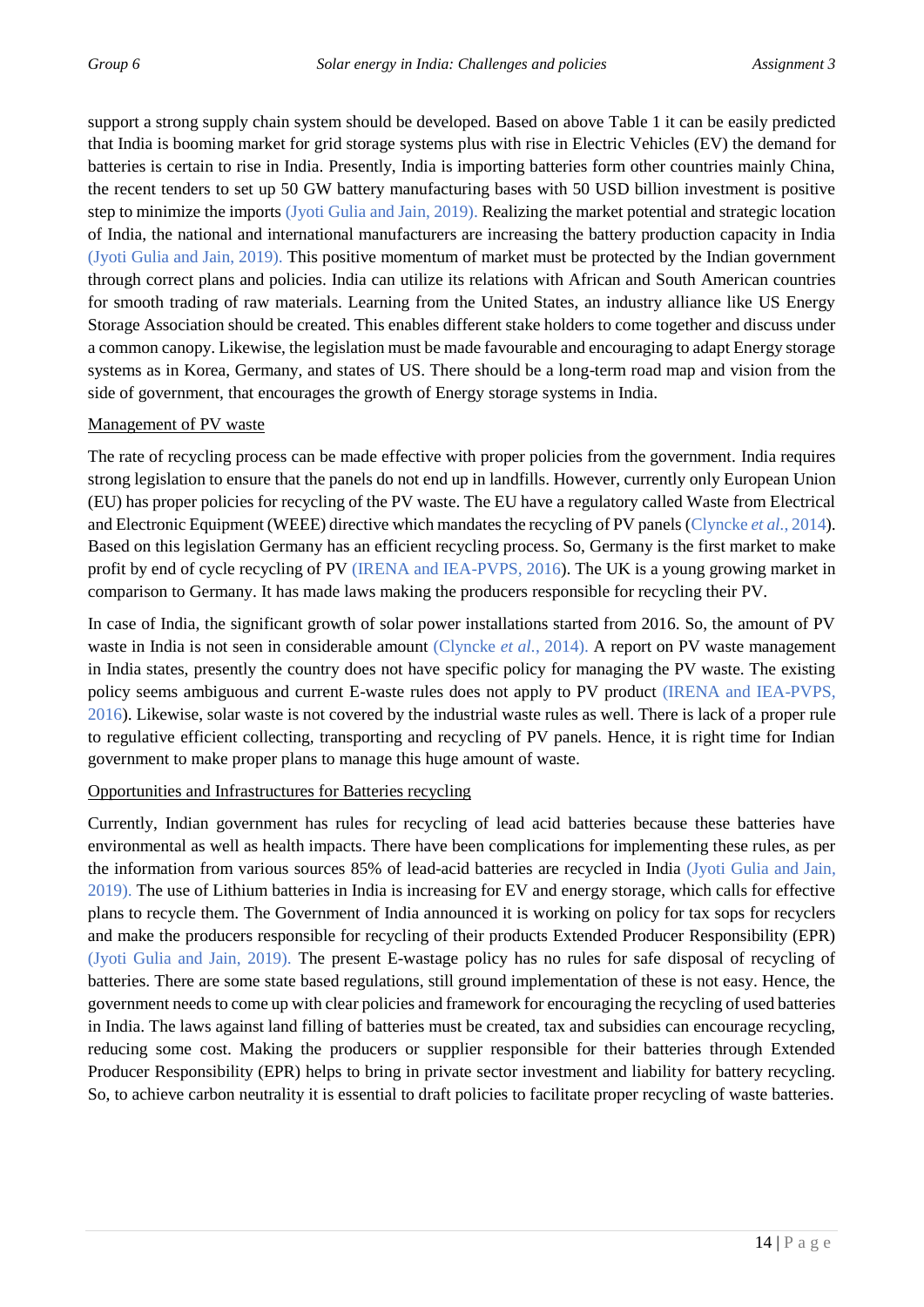support a strong supply chain system should be developed. Based on above Table 1 it can be easily predicted that India is booming market for grid storage systems plus with rise in Electric Vehicles (EV) the demand for batteries is certain to rise in India. Presently, India is importing batteries form other countries mainly China, the recent tenders to set up 50 GW battery manufacturing bases with 50 USD billion investment is positive step to minimize the imports (Jyoti Gulia and Jain, 2019). Realizing the market potential and strategic location of India, the national and international manufacturers are increasing the battery production capacity in India (Jyoti Gulia and Jain, 2019). This positive momentum of market must be protected by the Indian government through correct plans and policies. India can utilize its relations with African and South American countries for smooth trading of raw materials. Learning from the United States, an industry alliance like US Energy Storage Association should be created. This enables different stake holders to come together and discuss under a common canopy. Likewise, the legislation must be made favourable and encouraging to adapt Energy storage systems as in Korea, Germany, and states of US. There should be a long-term road map and vision from the side of government, that encourages the growth of Energy storage systems in India.

Management of PV waste

The rate of recycling process can be made effective with proper policies from the government. India requires strong legislation to ensure that the panels do not end up in landfills. However, currently only European Union (EU) has proper policies for recycling of the PV waste. The EU have a regulatory called Waste from Electrical and Electronic Equipment (WEEE) directive which mandates the recycling of PV panels (Clyncke *et al.*, 2014). Based on this legislation Germany has an efficient recycling process. So, Germany is the first market to make profit by end of cycle recycling of PV (IRENA and IEA-PVPS, 2016). The UK is a young growing market in comparison to Germany. It has made laws making the producers responsible for recycling their PV.

In case of India, the significant growth of solar power installations started from 2016. So, the amount of PV waste in India is not seen in considerable amount (Clyncke *et al.*, 2014). A report on PV waste management in India states, presently the country does not have specific policy for managing the PV waste. The existing policy seems ambiguous and current E-waste rules does not apply to PV product (IRENA and IEA-PVPS, 2016). Likewise, solar waste is not covered by the industrial waste rules as well. There is lack of a proper rule to regulative efficient collecting, transporting and recycling of PV panels. Hence, it is right time for Indian government to make proper plans to manage this huge amount of waste.

Opportunities and Infrastructures for Batteries recycling

Currently, Indian government has rules for recycling of lead acid batteries because these batteries have environmental as well as health impacts. There have been complications for implementing these rules, as per the information from various sources 85% of lead-acid batteries are recycled in India (Jyoti Gulia and Jain, 2019). The use of Lithium batteries in India is increasing for EV and energy storage, which calls for effective plans to recycle them. The Government of India announced it is working on policy for tax sops for recyclers and make the producers responsible for recycling of their products Extended Producer Responsibility (EPR) (Jyoti Gulia and Jain, 2019). The present E-wastage policy has no rules for safe disposal of recycling of batteries. There are some state based regulations, still ground implementation of these is not easy. Hence, the government needs to come up with clear policies and framework for encouraging the recycling of used batteries in India. The laws against land filling of batteries must be created, tax and subsidies can encourage recycling, reducing some cost. Making the producers or supplier responsible for their batteries through Extended Producer Responsibility (EPR) helps to bring in private sector investment and liability for battery recycling. So, to achieve carbon neutrality it is essential to draft policies to facilitate proper recycling of waste batteries.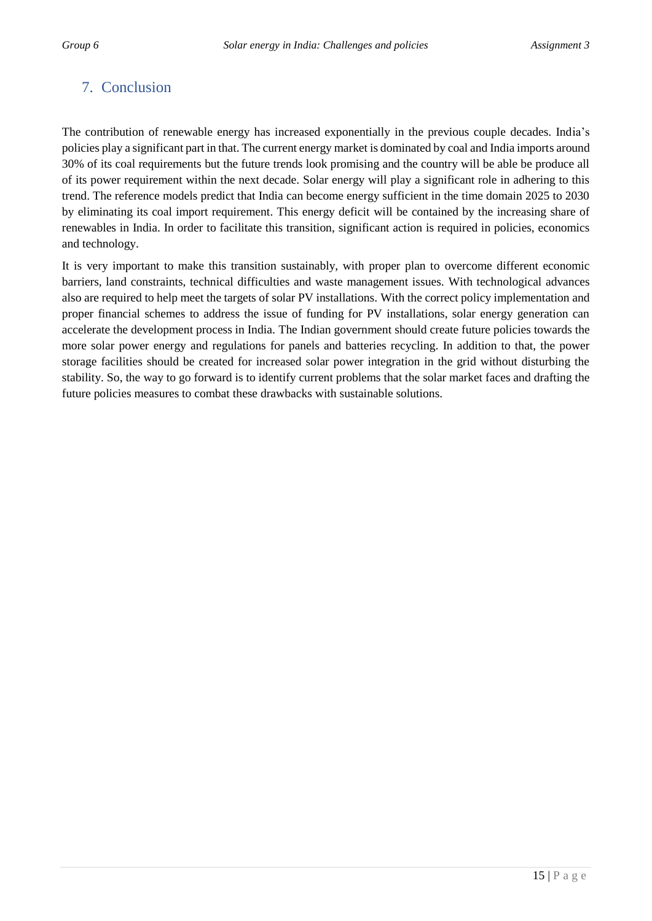## 7. Conclusion

The contribution of renewable energy has increased exponentially in the previous couple decades. India's policies play a significant part in that. The current energy market is dominated by coal and India imports around 30% of its coal requirements but the future trends look promising and the country will be able be produce all of its power requirement within the next decade. Solar energy will play a significant role in adhering to this trend. The reference models predict that India can become energy sufficient in the time domain 2025 to 2030 by eliminating its coal import requirement. This energy deficit will be contained by the increasing share of renewables in India. In order to facilitate this transition, significant action is required in policies, economics and technology.

It is very important to make this transition sustainably, with proper plan to overcome different economic barriers, land constraints, technical difficulties and waste management issues. With technological advances also are required to help meet the targets of solar PV installations. With the correct policy implementation and proper financial schemes to address the issue of funding for PV installations, solar energy generation can accelerate the development process in India. The Indian government should create future policies towards the more solar power energy and regulations for panels and batteries recycling. In addition to that, the power storage facilities should be created for increased solar power integration in the grid without disturbing the stability. So, the way to go forward is to identify current problems that the solar market faces and drafting the future policies measures to combat these drawbacks with sustainable solutions.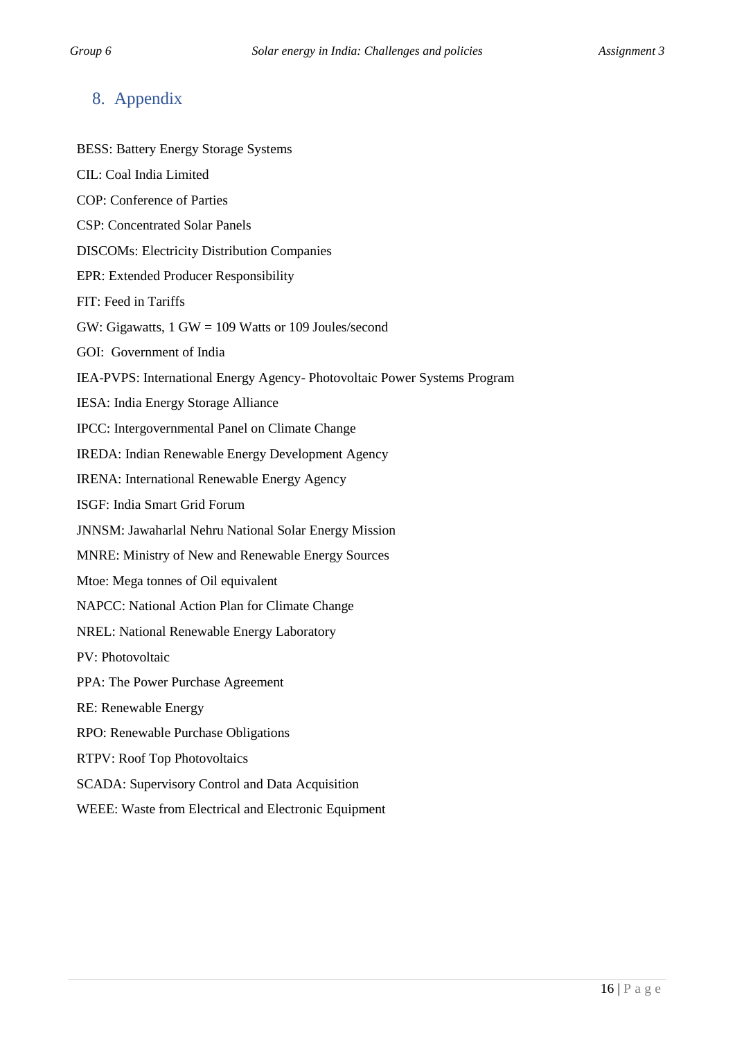## 8. Appendix

BESS: Battery Energy Storage Systems

CIL: Coal India Limited

COP: Conference of Parties

CSP: Concentrated Solar Panels

DISCOMs: Electricity Distribution Companies

EPR: Extended Producer Responsibility

FIT: Feed in Tariffs

GW: Gigawatts, 1 GW = 109 Watts or 109 Joules/second

GOI: Government of India

IEA-PVPS: International Energy Agency- Photovoltaic Power Systems Program

IESA: India Energy Storage Alliance

IPCC: Intergovernmental Panel on Climate Change

IREDA: Indian Renewable Energy Development Agency

IRENA: International Renewable Energy Agency

ISGF: India Smart Grid Forum

JNNSM: Jawaharlal Nehru National Solar Energy Mission

MNRE: Ministry of New and Renewable Energy Sources

Mtoe: Mega tonnes of Oil equivalent

NAPCC: National Action Plan for Climate Change

NREL: National Renewable Energy Laboratory

PV: Photovoltaic

PPA: The Power Purchase Agreement

RE: Renewable Energy

RPO: Renewable Purchase Obligations

RTPV: Roof Top Photovoltaics

SCADA: Supervisory Control and Data Acquisition

WEEE: Waste from Electrical and Electronic Equipment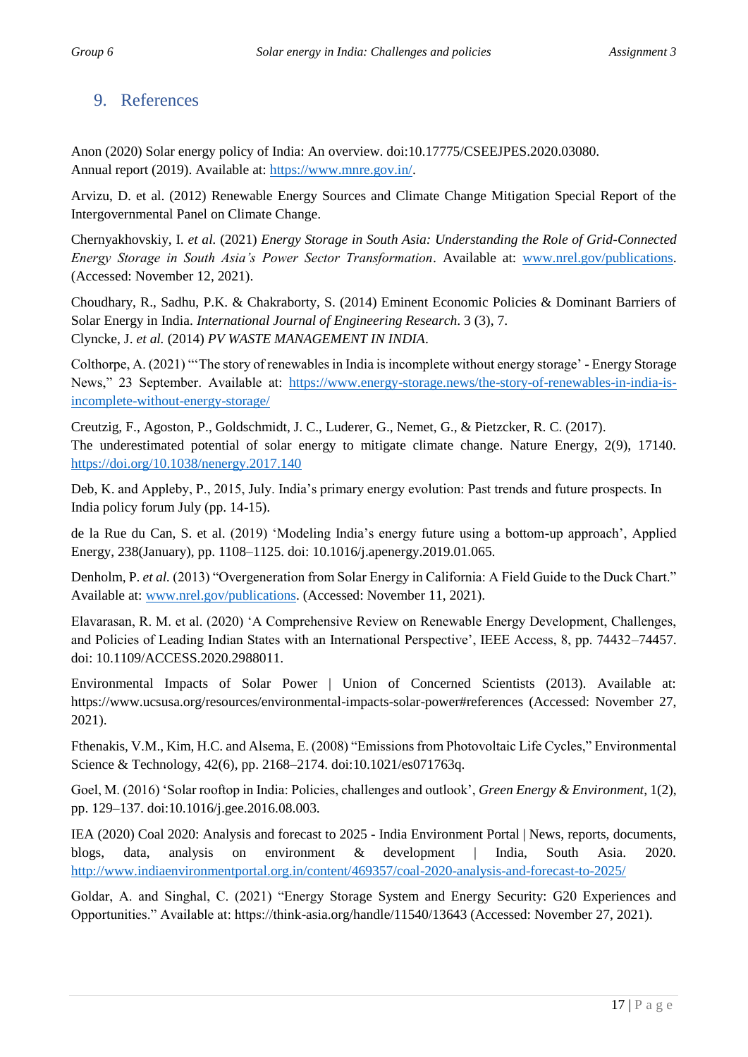## 9. References

Anon (2020) Solar energy policy of India: An overview. doi:10.17775/CSEEJPES.2020.03080.
Annual report (2019). Available at: [https://www.mnre.gov.in/](https://www.mnre.gov.in/).

Arvizu, D. et al. (2012) Renewable Energy Sources and Climate Change Mitigation Special Report of the Intergovernmental Panel on Climate Change.

Chernyakhovskiy, I. *et al.* (2021) *Energy Storage in South Asia: Understanding the Role of Grid-Connected Energy Storage in South Asia's Power Sector Transformation*. Available at: [www.nrel.gov/publications](www.nrel.gov/publications). (Accessed: November 12, 2021).

Choudhary, R., Sadhu, P.K. & Chakraborty, S. (2014) Eminent Economic Policies & Dominant Barriers of Solar Energy in India. *International Journal of Engineering Research*. 3 (3), 7.
Clyncke, J. *et al.* (2014) *PV WASTE MANAGEMENT IN INDIA*.

Colthorpe, A. (2021) "'The story of renewables in India is incomplete without energy storage' - Energy Storage News," 23 September. Available at: [https://www.energy-storage.news/the-story-of-renewables-in-india-is-incomplete-without-energy-storage/](https://www.energy-storage.news/the-story-of-renewables-in-india-is-incomplete-without-energy-storage/)

Creutzig, F., Agoston, P., Goldschmidt, J. C., Luderer, G., Nemet, G., & Pietzcker, R. C. (2017).
The underestimated potential of solar energy to mitigate climate change. Nature Energy, 2(9), 17140. [https://doi.org/10.1038/nenergy.2017.140](https://doi.org/10.1038/nenergy.2017.140)

Deb, K. and Appleby, P., 2015, July. India's primary energy evolution: Past trends and future prospects. In India policy forum July (pp. 14-15).

de la Rue du Can, S. et al. (2019) 'Modeling India's energy future using a bottom-up approach', Applied Energy, 238(January), pp. 1108–1125. doi: 10.1016/j.apenergy.2019.01.065.

Denholm, P. *et al.* (2013) "Overgeneration from Solar Energy in California: A Field Guide to the Duck Chart." Available at: [www.nrel.gov/publications](www.nrel.gov/publications). (Accessed: November 11, 2021).

Elavarasan, R. M. et al. (2020) 'A Comprehensive Review on Renewable Energy Development, Challenges, and Policies of Leading Indian States with an International Perspective', IEEE Access, 8, pp. 74432–74457. doi: 10.1109/ACCESS.2020.2988011.

Environmental Impacts of Solar Power | Union of Concerned Scientists (2013). Available at: https://www.ucsusa.org/resources/environmental-impacts-solar-power#references (Accessed: November 27, 2021).

Fthenakis, V.M., Kim, H.C. and Alsema, E. (2008) "Emissions from Photovoltaic Life Cycles," Environmental Science & Technology, 42(6), pp. 2168–2174. doi:10.1021/es071763q.

Goel, M. (2016) 'Solar rooftop in India: Policies, challenges and outlook', *Green Energy & Environment*, 1(2), pp. 129–137. doi:10.1016/j.gee.2016.08.003.

IEA (2020) Coal 2020: Analysis and forecast to 2025 - India Environment Portal | News, reports, documents, blogs, data, analysis on environment & development | India, South Asia. 2020. [http://www.indiaenvironmentportal.org.in/content/469357/coal-2020-analysis-and-forecast-to-2025/](http://www.indiaenvironmentportal.org.in/content/469357/coal-2020-analysis-and-forecast-to-2025/)

Goldar, A. and Singhal, C. (2021) "Energy Storage System and Energy Security: G20 Experiences and Opportunities." Available at: https://think-asia.org/handle/11540/13643 (Accessed: November 27, 2021).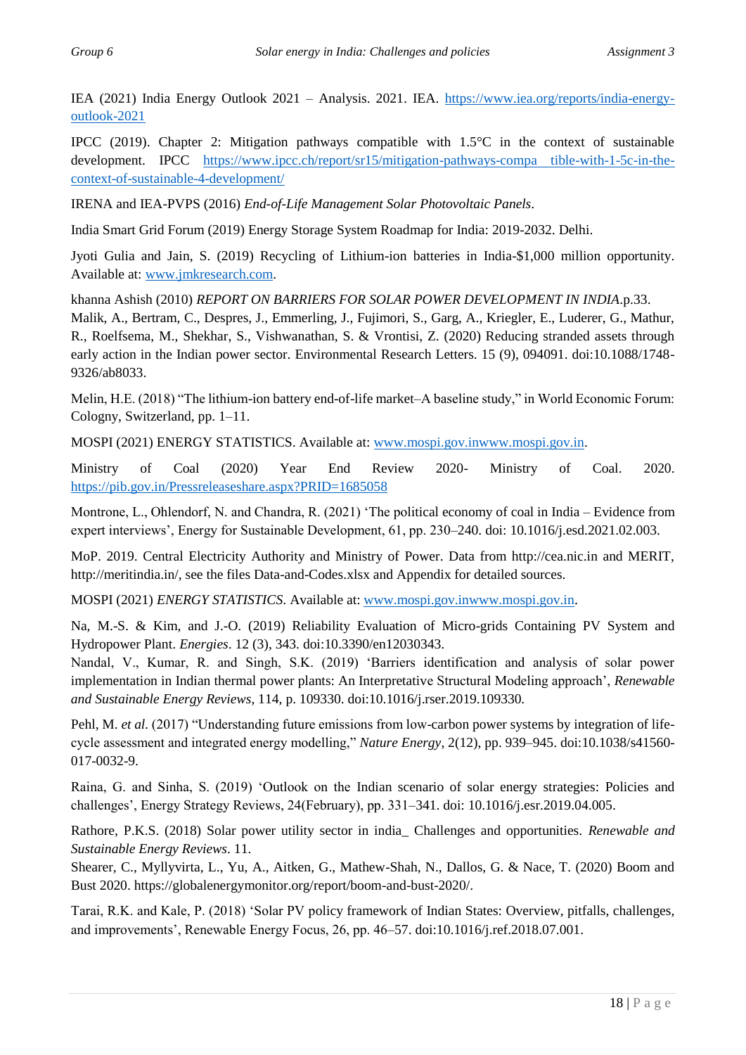IEA (2021) India Energy Outlook 2021 – Analysis. 2021. IEA. https://www.iea.org/reports/india-energy-outlook-2021

IPCC (2019). Chapter 2: Mitigation pathways compatible with 1.5°C in the context of sustainable development. IPCC https://www.ipcc.ch/report/sr15/mitigation-pathways-compa tible-with-1-5c-in-the-context-of-sustainable-4-development/

IRENA and IEA-PVPS (2016) *End-of-Life Management Solar Photovoltaic Panels*.

India Smart Grid Forum (2019) Energy Storage System Roadmap for India: 2019-2032. Delhi.

Jyoti Gulia and Jain, S. (2019) Recycling of Lithium-ion batteries in India-$1,000 million opportunity. Available at: www.jmkresearch.com.

khanna Ashish (2010) *REPORT ON BARRIERS FOR SOLAR POWER DEVELOPMENT IN INDIA*.p.33.

Malik, A., Bertram, C., Despres, J., Emmerling, J., Fujimori, S., Garg, A., Kriegler, E., Luderer, G., Mathur, R., Roelfsema, M., Shekhar, S., Vishwanathan, S. & Vrontisi, Z. (2020) Reducing stranded assets through early action in the Indian power sector. Environmental Research Letters. 15 (9), 094091. doi:10.1088/1748-9326/ab8033.

Melin, H.E. (2018) "The lithium-ion battery end-of-life market–A baseline study," in World Economic Forum: Cologny, Switzerland, pp. 1–11.

MOSPI (2021) ENERGY STATISTICS. Available at: www.mospi.gov.inwww.mospi.gov.in.

Ministry of Coal (2020) Year End Review 2020- Ministry of Coal. 2020. https://pib.gov.in/Pressreleaseshare.aspx?PRID=1685058

Montrone, L., Ohlendorf, N. and Chandra, R. (2021) 'The political economy of coal in India – Evidence from expert interviews', Energy for Sustainable Development, 61, pp. 230–240. doi: 10.1016/j.esd.2021.02.003.

MoP. 2019. Central Electricity Authority and Ministry of Power. Data from http://cea.nic.in and MERIT, http://meritindia.in/, see the files Data-and-Codes.xlsx and Appendix for detailed sources.

MOSPI (2021) *ENERGY STATISTICS*. Available at: www.mospi.gov.inwww.mospi.gov.in.

Na, M.-S. & Kim, and J.-O. (2019) Reliability Evaluation of Micro-grids Containing PV System and Hydropower Plant. *Energies*. 12 (3), 343. doi:10.3390/en12030343.

Nandal, V., Kumar, R. and Singh, S.K. (2019) 'Barriers identification and analysis of solar power implementation in Indian thermal power plants: An Interpretative Structural Modeling approach', *Renewable and Sustainable Energy Reviews*, 114, p. 109330. doi:10.1016/j.rser.2019.109330.

Pehl, M. *et al.* (2017) "Understanding future emissions from low-carbon power systems by integration of life-cycle assessment and integrated energy modelling," *Nature Energy*, 2(12), pp. 939–945. doi:10.1038/s41560-017-0032-9.

Raina, G. and Sinha, S. (2019) 'Outlook on the Indian scenario of solar energy strategies: Policies and challenges', Energy Strategy Reviews, 24(February), pp. 331–341. doi: 10.1016/j.esr.2019.04.005.

Rathore, P.K.S. (2018) Solar power utility sector in india_ Challenges and opportunities. *Renewable and Sustainable Energy Reviews*. 11.

Shearer, C., Myllyvirta, L., Yu, A., Aitken, G., Mathew-Shah, N., Dallos, G. & Nace, T. (2020) Boom and Bust 2020. https://globalenergymonitor.org/report/boom-and-bust-2020/.

Tarai, R.K. and Kale, P. (2018) 'Solar PV policy framework of Indian States: Overview, pitfalls, challenges, and improvements', Renewable Energy Focus, 26, pp. 46–57. doi:10.1016/j.ref.2018.07.001.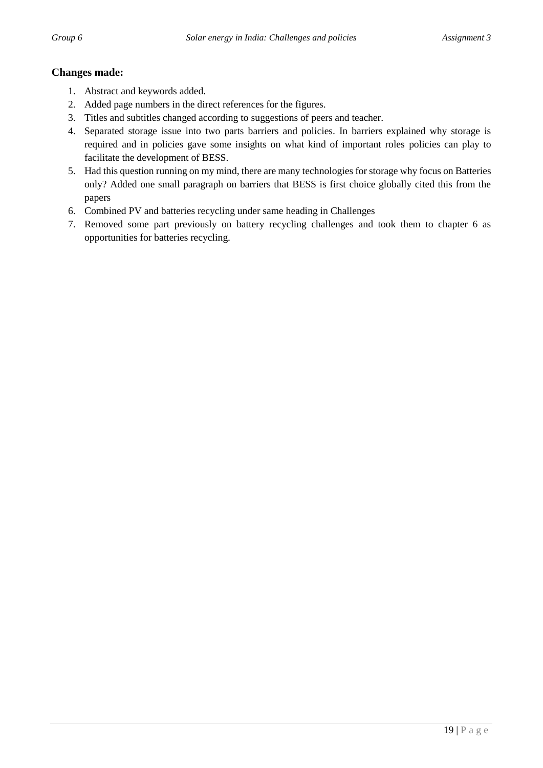**Changes made:**

1. Abstract and keywords added.
2. Added page numbers in the direct references for the figures.
3. Titles and subtitles changed according to suggestions of peers and teacher.
4. Separated storage issue into two parts barriers and policies. In barriers explained why storage is required and in policies gave some insights on what kind of important roles policies can play to facilitate the development of BESS.
5. Had this question running on my mind, there are many technologies for storage why focus on Batteries only? Added one small paragraph on barriers that BESS is first choice globally cited this from the papers
6. Combined PV and batteries recycling under same heading in Challenges
7. Removed some part previously on battery recycling challenges and took them to chapter 6 as opportunities for batteries recycling.